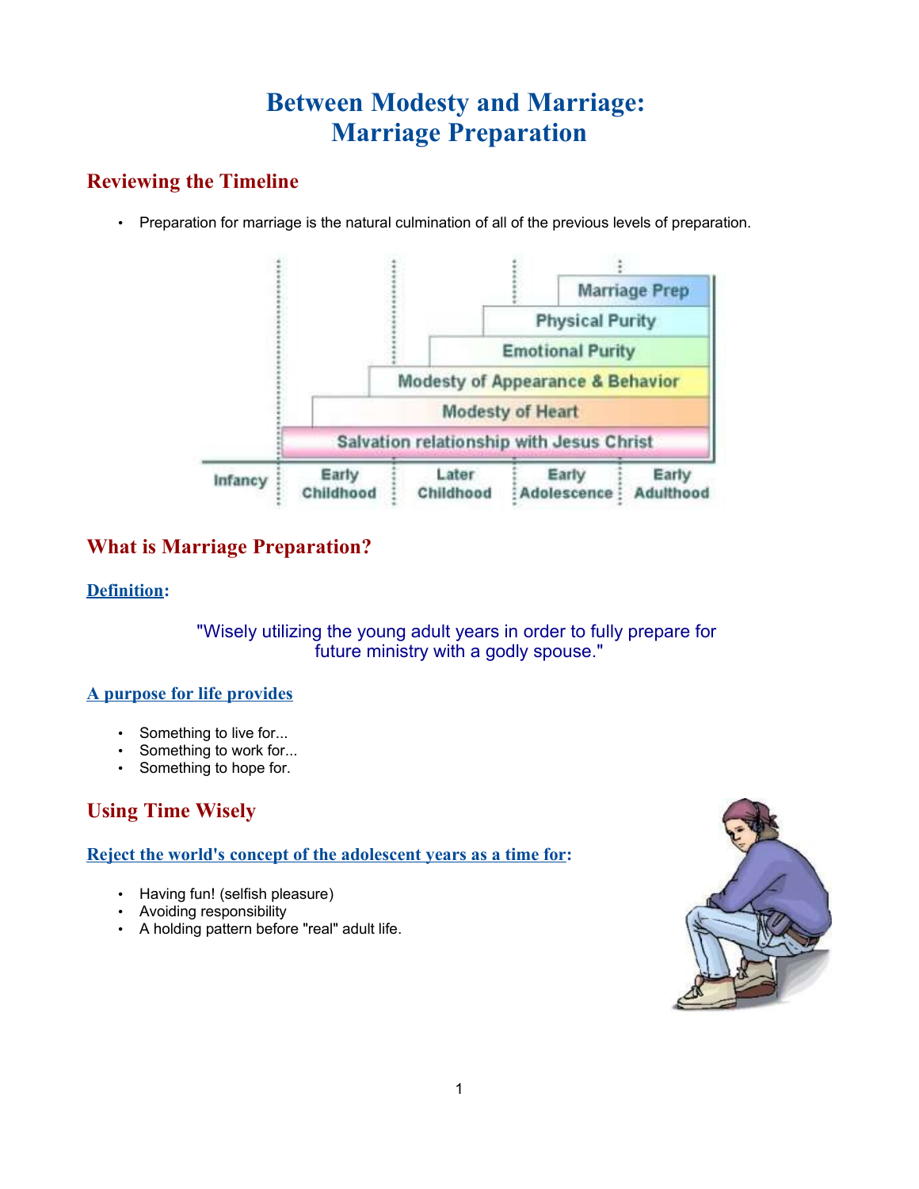# Between Modesty and Marriage: Marriage Preparation

## Reviewing the Timeline

- Preparation for marriage is the natural culmination of all of the previous levels of preparation.

## What is Marriage Preparation?

### Definition:

"Wisely utilizing the young adult years in order to fully prepare for future ministry with a godly spouse."

### A purpose for life provides

- Something to live for...
- Something to work for...
- Something to hope for.

## Using Time Wisely

### Reject the world's concept of the adolescent years as a time for:

- Having fun! (selfish pleasure)
- Avoiding responsibility
- A holding pattern before "real" adult life.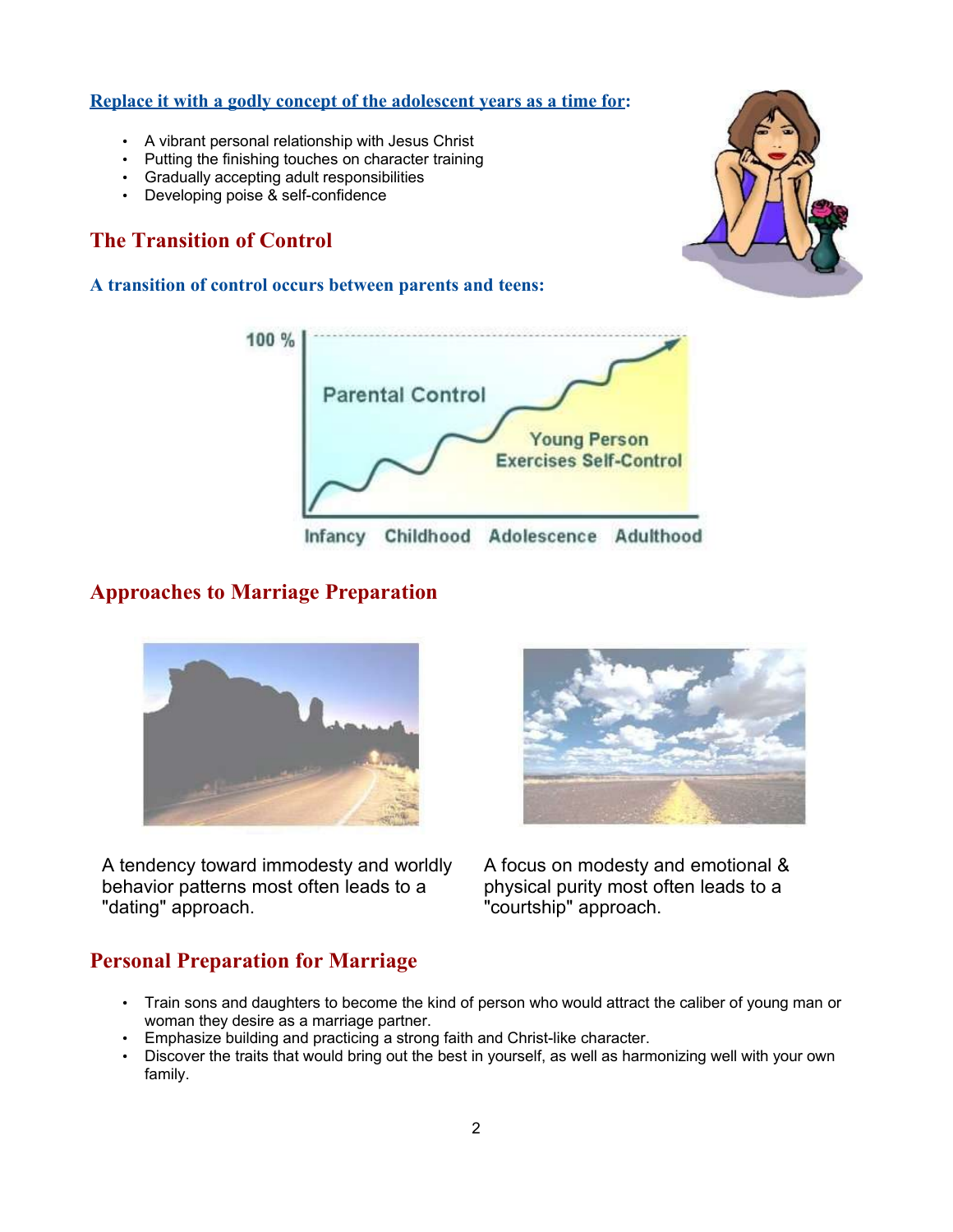**Replace it with a godly concept of the adolescent years as a time for:**

- A vibrant personal relationship with Jesus Christ
- Putting the finishing touches on character training
- Gradually accepting adult responsibilities
- Developing poise & self-confidence

## The Transition of Control

### A transition of control occurs between parents and teens:

## Approaches to Marriage Preparation

A tendency toward immodesty and worldly behavior patterns most often leads to a "dating" approach.

A focus on modesty and emotional & physical purity most often leads to a "courtship" approach.

## Personal Preparation for Marriage

- Train sons and daughters to become the kind of person who would attract the caliber of young man or woman they desire as a marriage partner.
- Emphasize building and practicing a strong faith and Christ-like character.
- Discover the traits that would bring out the best in yourself, as well as harmonizing well with your own family.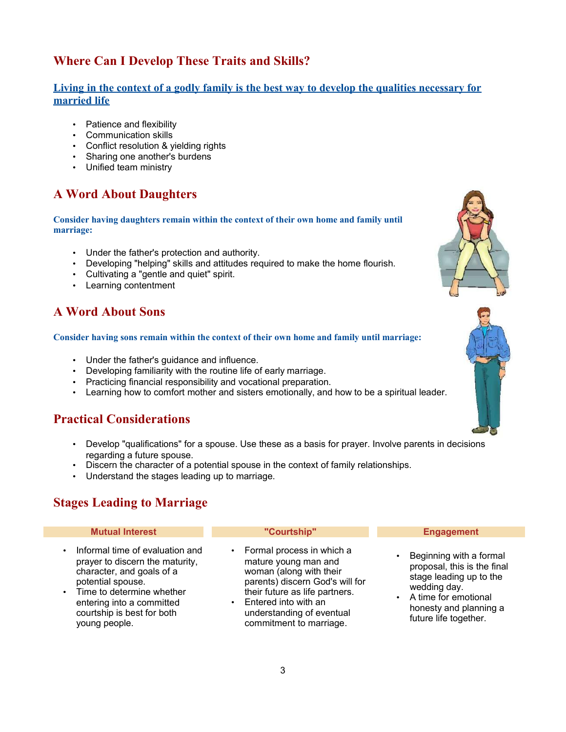## Where Can I Develop These Traits and Skills?

**Living in the context of a godly family is the best way to develop the qualities necessary for married life**

- Patience and flexibility
- Communication skills
- Conflict resolution & yielding rights
- Sharing one another's burdens
- Unified team ministry

## A Word About Daughters

**Consider having daughters remain within the context of their own home and family until marriage:**

- Under the father's protection and authority.
- Developing "helping" skills and attitudes required to make the home flourish.
- Cultivating a "gentle and quiet" spirit.
- Learning contentment

## A Word About Sons

**Consider having sons remain within the context of their own home and family until marriage:**

- Under the father's guidance and influence.
- Developing familiarity with the routine life of early marriage.
- Practicing financial responsibility and vocational preparation.
- Learning how to comfort mother and sisters emotionally, and how to be a spiritual leader.

## Practical Considerations

- Develop "qualifications" for a spouse. Use these as a basis for prayer. Involve parents in decisions regarding a future spouse.
- Discern the character of a potential spouse in the context of family relationships.
- Understand the stages leading up to marriage.

## Stages Leading to Marriage

| Mutual Interest | "Courtship" | Engagement |
| --- | --- | --- |
| • Informal time of evaluation and prayer to discern the maturity, character, and goals of a potential spouse.<br>• Time to determine whether entering into a committed courtship is best for both young people. | • Formal process in which a mature young man and woman (along with their parents) discern God's will for their future as life partners.<br>• Entered into with an understanding of eventual commitment to marriage. | • Beginning with a formal proposal, this is the final stage leading up to the wedding day.<br>• A time for emotional honesty and planning a future life together. |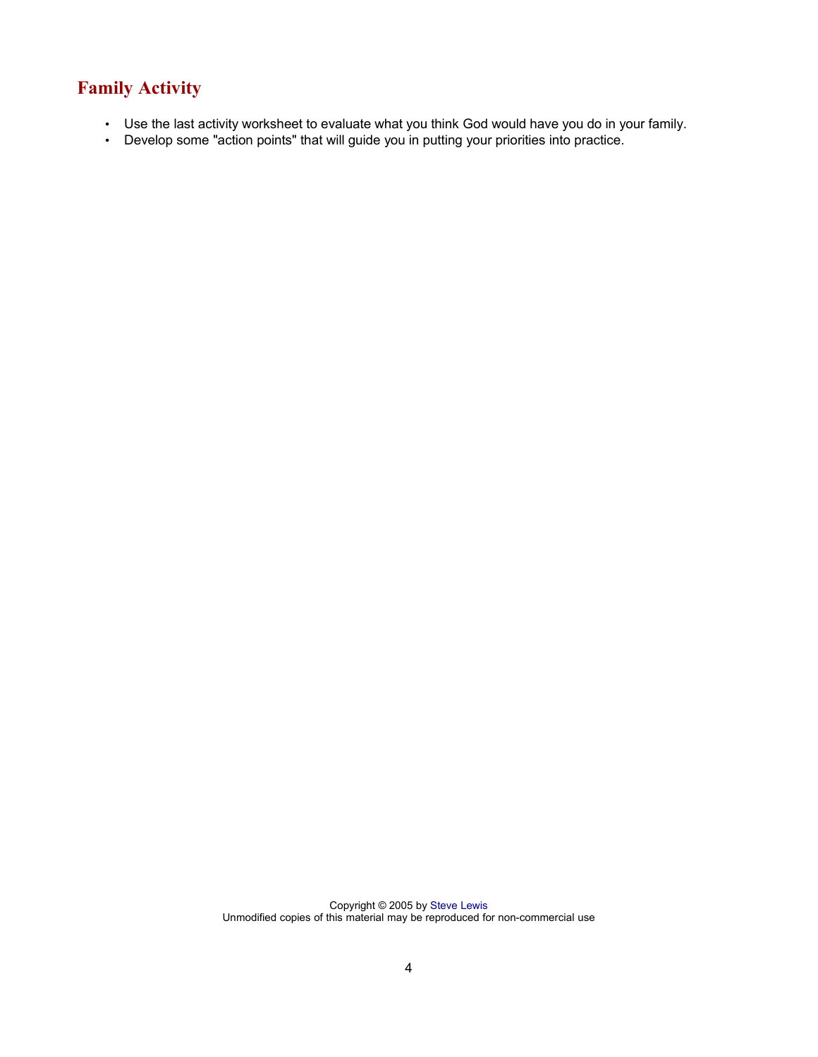## Family Activity

- Use the last activity worksheet to evaluate what you think God would have you do in your family.
- Develop some "action points" that will guide you in putting your priorities into practice.

Copyright © 2005 by Steve Lewis
Unmodified copies of this material may be reproduced for non-commercial use